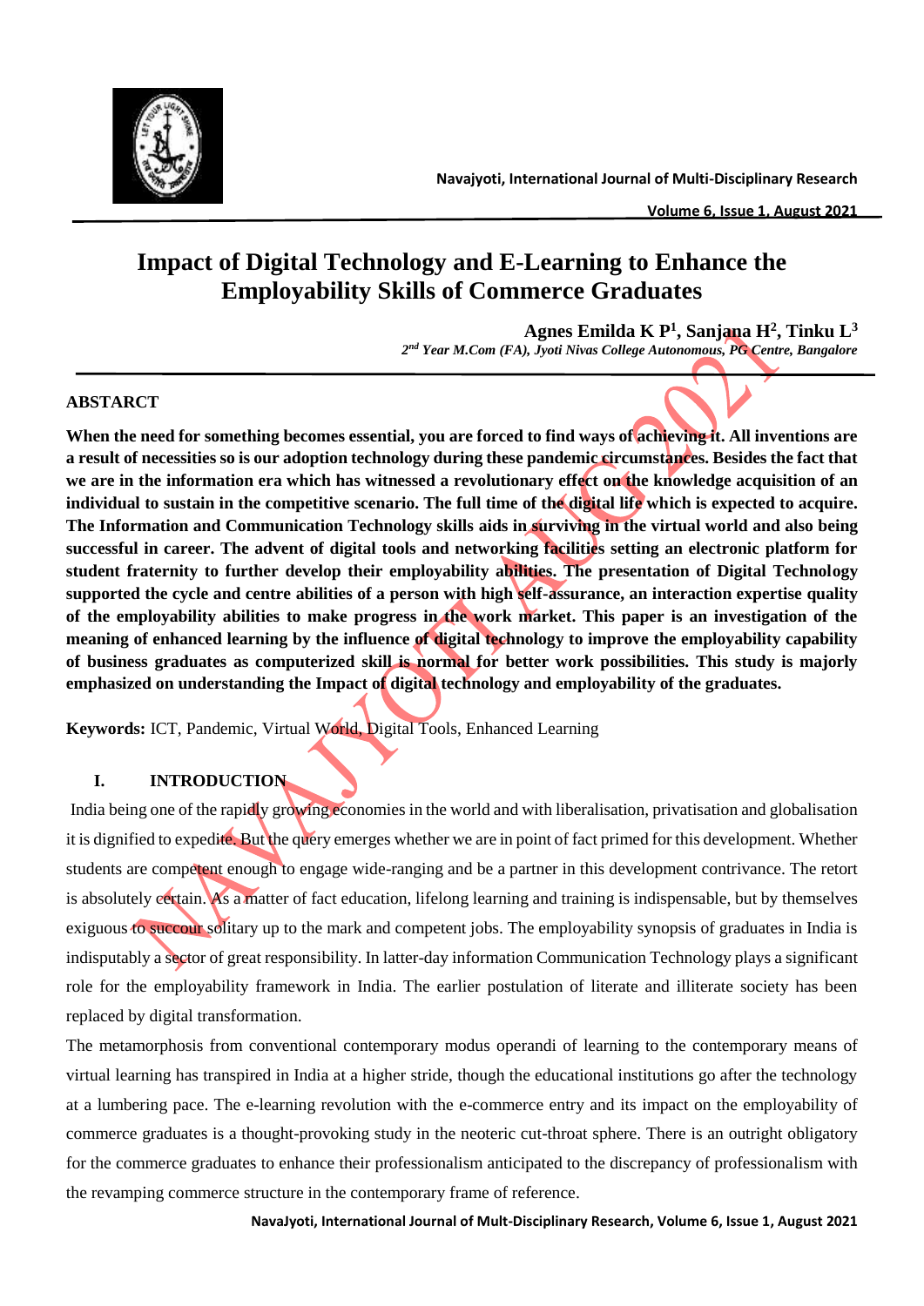# Impact of Digital Technology and E-Learning to Enhance the Employability Skills of Commerce Graduates

**Agnes Emilda K P[1], Sanjana H[2], Tinku L[3]**

*2nd Year M.Com (FA), Jyoti Nivas College Autonomous, PG Centre, Bangalore*

## ABSTARCT

**When the need for something becomes essential, you are forced to find ways of achieving it. All inventions are a result of necessities so is our adoption technology during these pandemic circumstances. Besides the fact that we are in the information era which has witnessed a revolutionary effect on the knowledge acquisition of an individual to sustain in the competitive scenario. The full time of the digital life which is expected to acquire. The Information and Communication Technology skills aids in surviving in the virtual world and also being successful in career. The advent of digital tools and networking facilities setting an electronic platform for student fraternity to further develop their employability abilities. The presentation of Digital Technology supported the cycle and centre abilities of a person with high self-assurance, an interaction expertise quality of the employability abilities to make progress in the work market. This paper is an investigation of the meaning of enhanced learning by the influence of digital technology to improve the employability capability of business graduates as computerized skill is normal for better work possibilities. This study is majorly emphasized on understanding the Impact of digital technology and employability of the graduates.**

**Keywords:** ICT, Pandemic, Virtual World, Digital Tools, Enhanced Learning

## I. INTRODUCTION

India being one of the rapidly growing economies in the world and with liberalisation, privatisation and globalisation it is dignified to expedite. But the query emerges whether we are in point of fact primed for this development. Whether students are competent enough to engage wide-ranging and be a partner in this development contrivance. The retort is absolutely certain. As a matter of fact education, lifelong learning and training is indispensable, but by themselves exiguous to succour solitary up to the mark and competent jobs. The employability synopsis of graduates in India is indisputably a sector of great responsibility. In latter-day information Communication Technology plays a significant role for the employability framework in India. The earlier postulation of literate and illiterate society has been replaced by digital transformation.

The metamorphosis from conventional contemporary modus operandi of learning to the contemporary means of virtual learning has transpired in India at a higher stride, though the educational institutions go after the technology at a lumbering pace. The e-learning revolution with the e-commerce entry and its impact on the employability of commerce graduates is a thought-provoking study in the neoteric cut-throat sphere. There is an outright obligatory for the commerce graduates to enhance their professionalism anticipated to the discrepancy of professionalism with the revamping commerce structure in the contemporary frame of reference.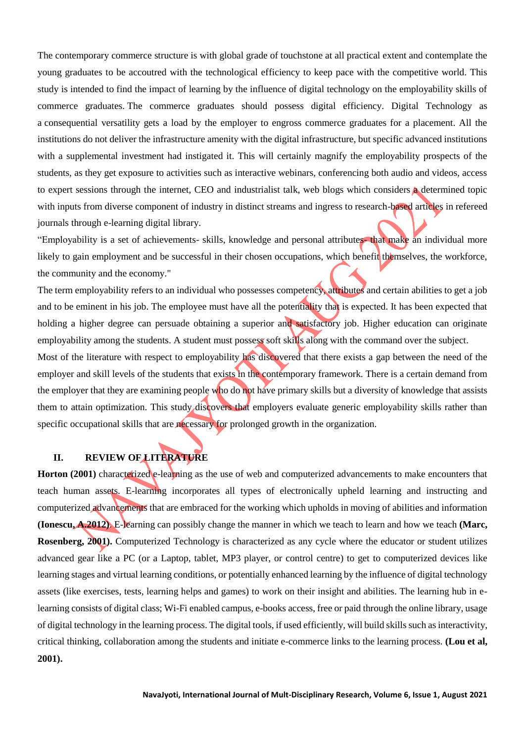The contemporary commerce structure is with global grade of touchstone at all practical extent and contemplate the young graduates to be accoutred with the technological efficiency to keep pace with the competitive world. This study is intended to find the impact of learning by the influence of digital technology on the employability skills of commerce graduates. The commerce graduates should possess digital efficiency. Digital Technology as a consequential versatility gets a load by the employer to engross commerce graduates for a placement. All the institutions do not deliver the infrastructure amenity with the digital infrastructure, but specific advanced institutions with a supplemental investment had instigated it. This will certainly magnify the employability prospects of the students, as they get exposure to activities such as interactive webinars, conferencing both audio and videos, access to expert sessions through the internet, CEO and industrialist talk, web blogs which considers a determined topic with inputs from diverse component of industry in distinct streams and ingress to research-based articles in refereed journals through e-learning digital library.

"Employability is a set of achievements- skills, knowledge and personal attributes- that make an individual more likely to gain employment and be successful in their chosen occupations, which benefit themselves, the workforce, the community and the economy."

The term employability refers to an individual who possesses competency, attributes and certain abilities to get a job and to be eminent in his job. The employee must have all the potentiality that is expected. It has been expected that holding a higher degree can persuade obtaining a superior and satisfactory job. Higher education can originate employability among the students. A student must possess soft skills along with the command over the subject.

Most of the literature with respect to employability has discovered that there exists a gap between the need of the employer and skill levels of the students that exists in the contemporary framework. There is a certain demand from the employer that they are examining people who do not have primary skills but a diversity of knowledge that assists them to attain optimization. This study discovers that employers evaluate generic employability skills rather than specific occupational skills that are necessary for prolonged growth in the organization.

## II. REVIEW OF LITERATURE

**Horton (2001)** characterized e-learning as the use of web and computerized advancements to make encounters that teach human assets. E-learning incorporates all types of electronically upheld learning and instructing and computerized advancements that are embraced for the working which upholds in moving of abilities and information **(Ionescu, A.2012)**. E-learning can possibly change the manner in which we teach to learn and how we teach **(Marc, Rosenberg, 2001).** Computerized Technology is characterized as any cycle where the educator or student utilizes advanced gear like a PC (or a Laptop, tablet, MP3 player, or control centre) to get to computerized devices like learning stages and virtual learning conditions, or potentially enhanced learning by the influence of digital technology assets (like exercises, tests, learning helps and games) to work on their insight and abilities. The learning hub in e-learning consists of digital class; Wi-Fi enabled campus, e-books access, free or paid through the online library, usage of digital technology in the learning process. The digital tools, if used efficiently, will build skills such as interactivity, critical thinking, collaboration among the students and initiate e-commerce links to the learning process. **(Lou et al, 2001).**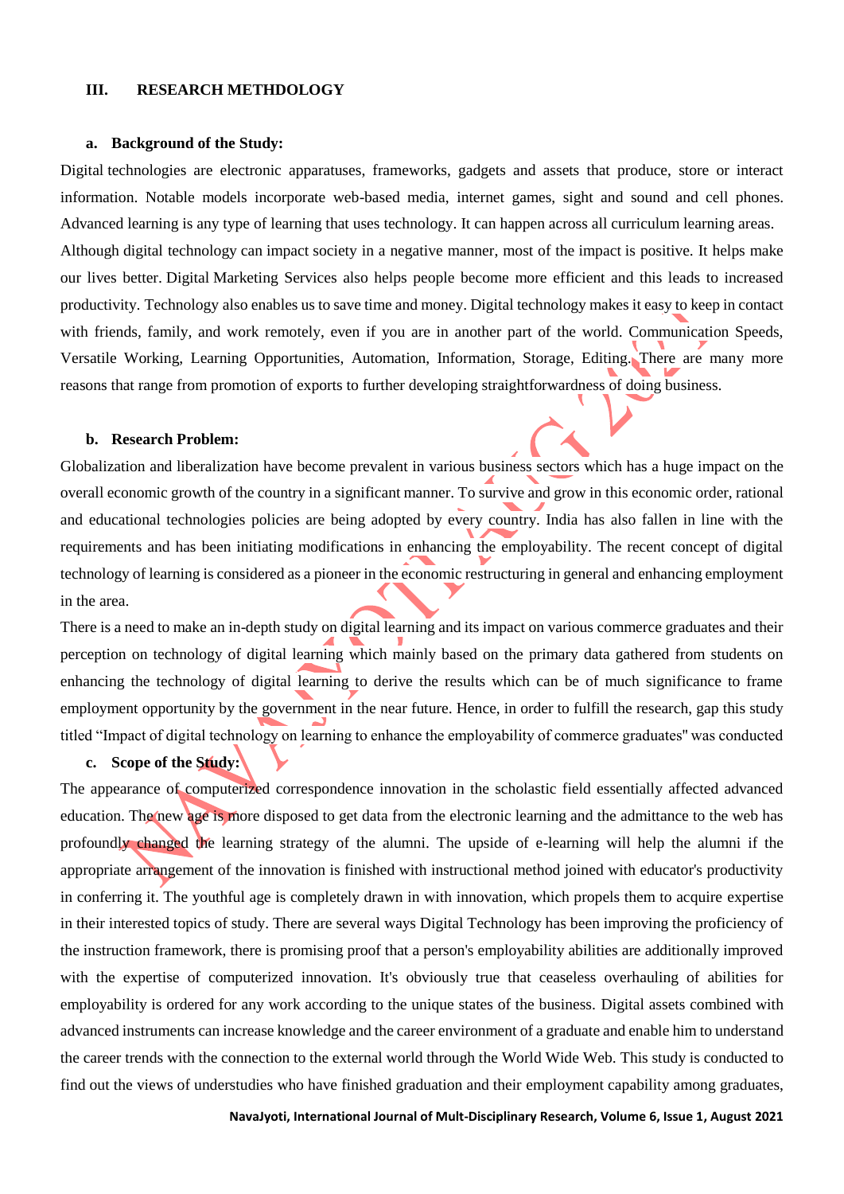## III. RESEARCH METHDOLOGY

### a. Background of the Study:

Digital technologies are electronic apparatuses, frameworks, gadgets and assets that produce, store or interact information. Notable models incorporate web-based media, internet games, sight and sound and cell phones. Advanced learning is any type of learning that uses technology. It can happen across all curriculum learning areas.

Although digital technology can impact society in a negative manner, most of the impact is positive. It helps make our lives better. Digital Marketing Services also helps people become more efficient and this leads to increased productivity. Technology also enables us to save time and money. Digital technology makes it easy to keep in contact with friends, family, and work remotely, even if you are in another part of the world. Communication Speeds, Versatile Working, Learning Opportunities, Automation, Information, Storage, Editing. There are many more reasons that range from promotion of exports to further developing straightforwardness of doing business.

### b. Research Problem:

Globalization and liberalization have become prevalent in various business sectors which has a huge impact on the overall economic growth of the country in a significant manner. To survive and grow in this economic order, rational and educational technologies policies are being adopted by every country. India has also fallen in line with the requirements and has been initiating modifications in enhancing the employability. The recent concept of digital technology of learning is considered as a pioneer in the economic restructuring in general and enhancing employment in the area.

There is a need to make an in-depth study on digital learning and its impact on various commerce graduates and their perception on technology of digital learning which mainly based on the primary data gathered from students on enhancing the technology of digital learning to derive the results which can be of much significance to frame employment opportunity by the government in the near future. Hence, in order to fulfill the research, gap this study titled "Impact of digital technology on learning to enhance the employability of commerce graduates" was conducted

### c. Scope of the Study:

The appearance of computerized correspondence innovation in the scholastic field essentially affected advanced education. The new age is more disposed to get data from the electronic learning and the admittance to the web has profoundly changed the learning strategy of the alumni. The upside of e-learning will help the alumni if the appropriate arrangement of the innovation is finished with instructional method joined with educator's productivity in conferring it. The youthful age is completely drawn in with innovation, which propels them to acquire expertise in their interested topics of study. There are several ways Digital Technology has been improving the proficiency of the instruction framework, there is promising proof that a person's employability abilities are additionally improved with the expertise of computerized innovation. It's obviously true that ceaseless overhauling of abilities for employability is ordered for any work according to the unique states of the business. Digital assets combined with advanced instruments can increase knowledge and the career environment of a graduate and enable him to understand the career trends with the connection to the external world through the World Wide Web. This study is conducted to find out the views of understudies who have finished graduation and their employment capability among graduates,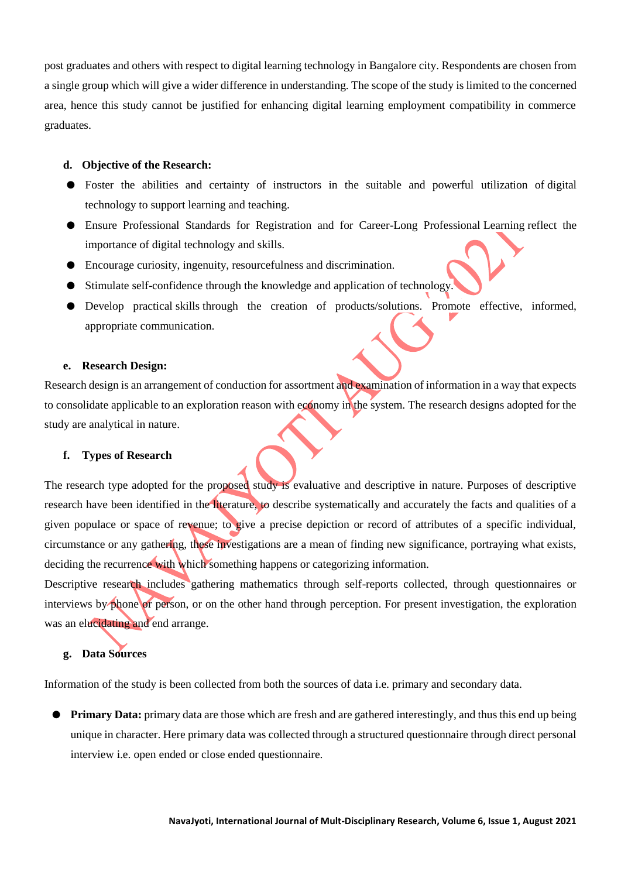post graduates and others with respect to digital learning technology in Bangalore city. Respondents are chosen from a single group which will give a wider difference in understanding. The scope of the study is limited to the concerned area, hence this study cannot be justified for enhancing digital learning employment compatibility in commerce graduates.

#### d. Objective of the Research:

- Foster the abilities and certainty of instructors in the suitable and powerful utilization of digital technology to support learning and teaching.
- Ensure Professional Standards for Registration and for Career-Long Professional Learning reflect the importance of digital technology and skills.
- Encourage curiosity, ingenuity, resourcefulness and discrimination.
- Stimulate self-confidence through the knowledge and application of technology.
- Develop practical skills through the creation of products/solutions. Promote effective, informed, appropriate communication.

#### e. Research Design:

Research design is an arrangement of conduction for assortment and examination of information in a way that expects to consolidate applicable to an exploration reason with economy in the system. The research designs adopted for the study are analytical in nature.

#### f. Types of Research

The research type adopted for the proposed study is evaluative and descriptive in nature. Purposes of descriptive research have been identified in the literature, to describe systematically and accurately the facts and qualities of a given populace or space of revenue; to give a precise depiction or record of attributes of a specific individual, circumstance or any gathering, these investigations are a mean of finding new significance, portraying what exists, deciding the recurrence with which something happens or categorizing information.

Descriptive research includes gathering mathematics through self-reports collected, through questionnaires or interviews by phone or person, or on the other hand through perception. For present investigation, the exploration was an elucidating and end arrange.

#### g. Data Sources

Information of the study is been collected from both the sources of data i.e. primary and secondary data.

- **Primary Data:** primary data are those which are fresh and are gathered interestingly, and thus this end up being unique in character. Here primary data was collected through a structured questionnaire through direct personal interview i.e. open ended or close ended questionnaire.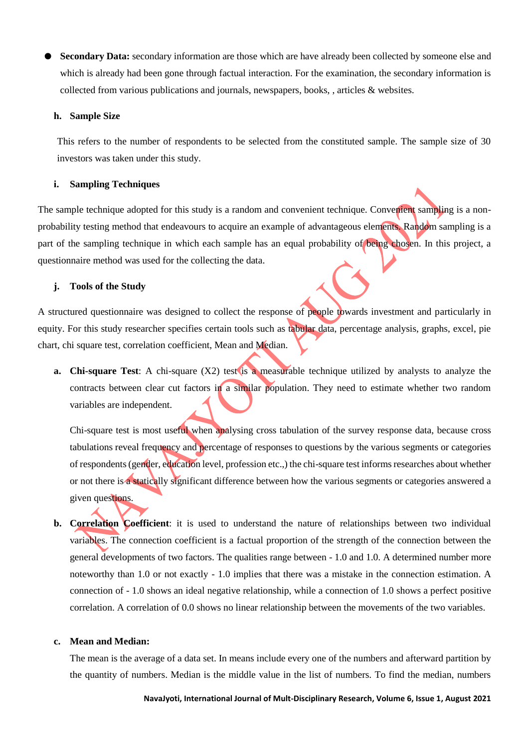- **Secondary Data:** secondary information are those which are have already been collected by someone else and which is already had been gone through factual interaction. For the examination, the secondary information is collected from various publications and journals, newspapers, books, , articles & websites.

#### h. Sample Size

This refers to the number of respondents to be selected from the constituted sample. The sample size of 30 investors was taken under this study.

#### i. Sampling Techniques

The sample technique adopted for this study is a random and convenient technique. Convenient sampling is a non-probability testing method that endeavours to acquire an example of advantageous elements. Random sampling is a part of the sampling technique in which each sample has an equal probability of being chosen. In this project, a questionnaire method was used for the collecting the data.

#### j. Tools of the Study

A structured questionnaire was designed to collect the response of people towards investment and particularly in equity. For this study researcher specifies certain tools such as tabular data, percentage analysis, graphs, excel, pie chart, chi square test, correlation coefficient, Mean and Median.

**a. Chi-square Test**: A chi-square (X2) test is a measurable technique utilized by analysts to analyze the contracts between clear cut factors in a similar population. They need to estimate whether two random variables are independent.

Chi-square test is most useful when analysing cross tabulation of the survey response data, because cross tabulations reveal frequency and percentage of responses to questions by the various segments or categories of respondents (gender, education level, profession etc.,) the chi-square test informs researches about whether or not there is a statically significant difference between how the various segments or categories answered a given questions.

**b. Correlation Coefficient**: it is used to understand the nature of relationships between two individual variables. The connection coefficient is a factual proportion of the strength of the connection between the general developments of two factors. The qualities range between - 1.0 and 1.0. A determined number more noteworthy than 1.0 or not exactly - 1.0 implies that there was a mistake in the connection estimation. A connection of - 1.0 shows an ideal negative relationship, while a connection of 1.0 shows a perfect positive correlation. A correlation of 0.0 shows no linear relationship between the movements of the two variables.

**c. Mean and Median:**

The mean is the average of a data set. In means include every one of the numbers and afterward partition by the quantity of numbers. Median is the middle value in the list of numbers. To find the median, numbers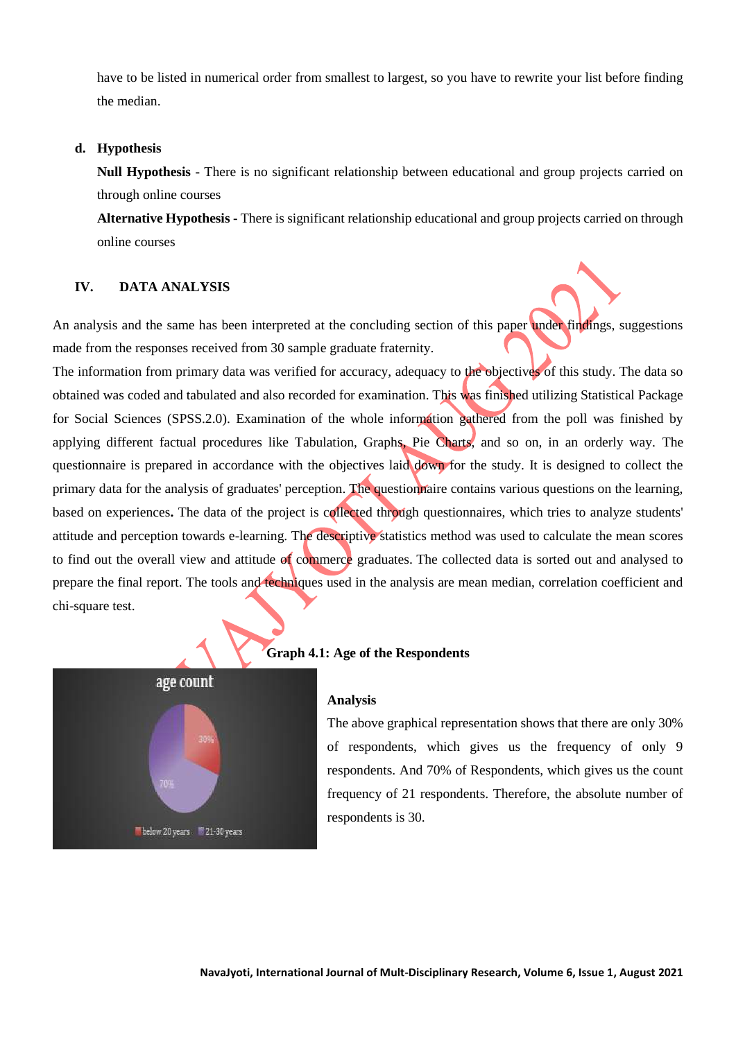have to be listed in numerical order from smallest to largest, so you have to rewrite your list before finding the median.

**d. Hypothesis**

**Null Hypothesis** - There is no significant relationship between educational and group projects carried on through online courses

**Alternative Hypothesis** - There is significant relationship educational and group projects carried on through online courses

## IV. DATA ANALYSIS

An analysis and the same has been interpreted at the concluding section of this paper under findings, suggestions made from the responses received from 30 sample graduate fraternity.

The information from primary data was verified for accuracy, adequacy to the objectives of this study. The data so obtained was coded and tabulated and also recorded for examination. This was finished utilizing Statistical Package for Social Sciences (SPSS.2.0). Examination of the whole information gathered from the poll was finished by applying different factual procedures like Tabulation, Graphs, Pie Charts, and so on, in an orderly way. The questionnaire is prepared in accordance with the objectives laid down for the study. It is designed to collect the primary data for the analysis of graduates' perception. The questionnaire contains various questions on the learning, based on experiences**.** The data of the project is collected through questionnaires, which tries to analyze students' attitude and perception towards e-learning. The descriptive statistics method was used to calculate the mean scores to find out the overall view and attitude of commerce graduates. The collected data is sorted out and analysed to prepare the final report. The tools and techniques used in the analysis are mean median, correlation coefficient and chi-square test.

**Graph 4.1: Age of the Respondents**

**Analysis**

The above graphical representation shows that there are only 30% of respondents, which gives us the frequency of only 9 respondents. And 70% of Respondents, which gives us the count frequency of 21 respondents. Therefore, the absolute number of respondents is 30.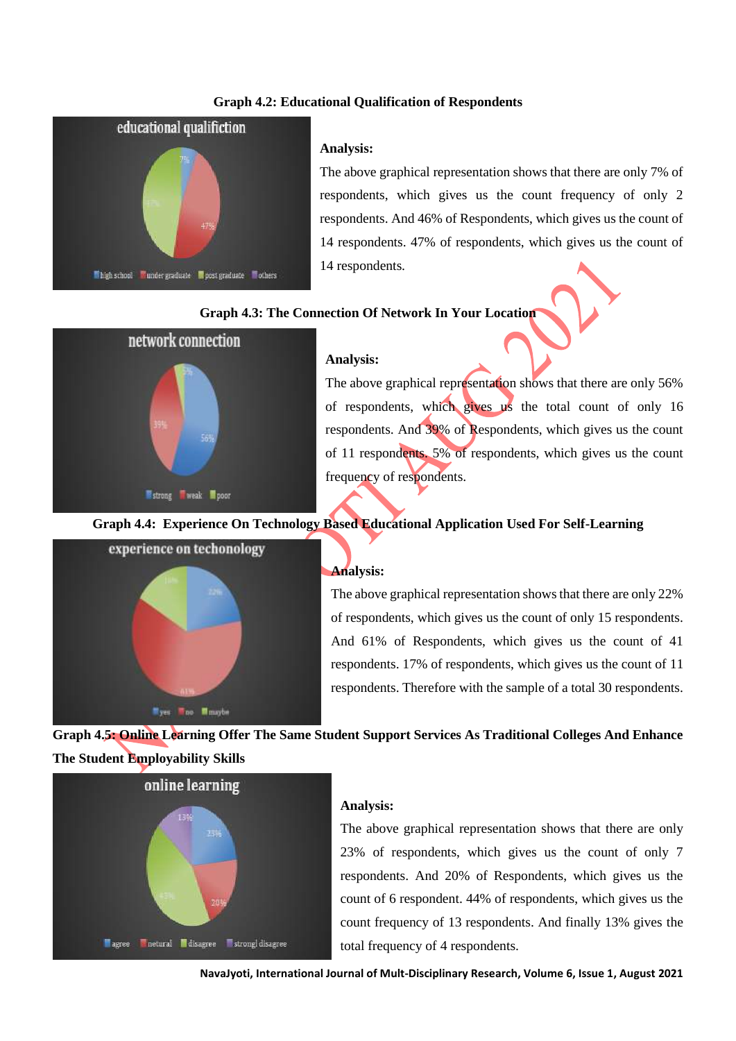**Graph 4.2: Educational Qualification of Respondents**

**Analysis:**

The above graphical representation shows that there are only 7% of respondents, which gives us the count frequency of only 2 respondents. And 46% of Respondents, which gives us the count of 14 respondents. 47% of respondents, which gives us the count of 14 respondents.

**Graph 4.3: The Connection Of Network In Your Location**

**Analysis:**

The above graphical representation shows that there are only 56% of respondents, which gives us the total count of only 16 respondents. And 39% of Respondents, which gives us the count of 11 respondents. 5% of respondents, which gives us the count frequency of respondents.

**Graph 4.4: Experience On Technology Based Educational Application Used For Self-Learning**

**Analysis:**

The above graphical representation shows that there are only 22% of respondents, which gives us the count of only 15 respondents. And 61% of Respondents, which gives us the count of 41 respondents. 17% of respondents, which gives us the count of 11 respondents. Therefore with the sample of a total 30 respondents.

**Graph 4.5: Online Learning Offer The Same Student Support Services As Traditional Colleges And Enhance The Student Employability Skills**

**Analysis:**

The above graphical representation shows that there are only 23% of respondents, which gives us the count of only 7 respondents. And 20% of Respondents, which gives us the count of 6 respondent. 44% of respondents, which gives us the count frequency of 13 respondents. And finally 13% gives the total frequency of 4 respondents.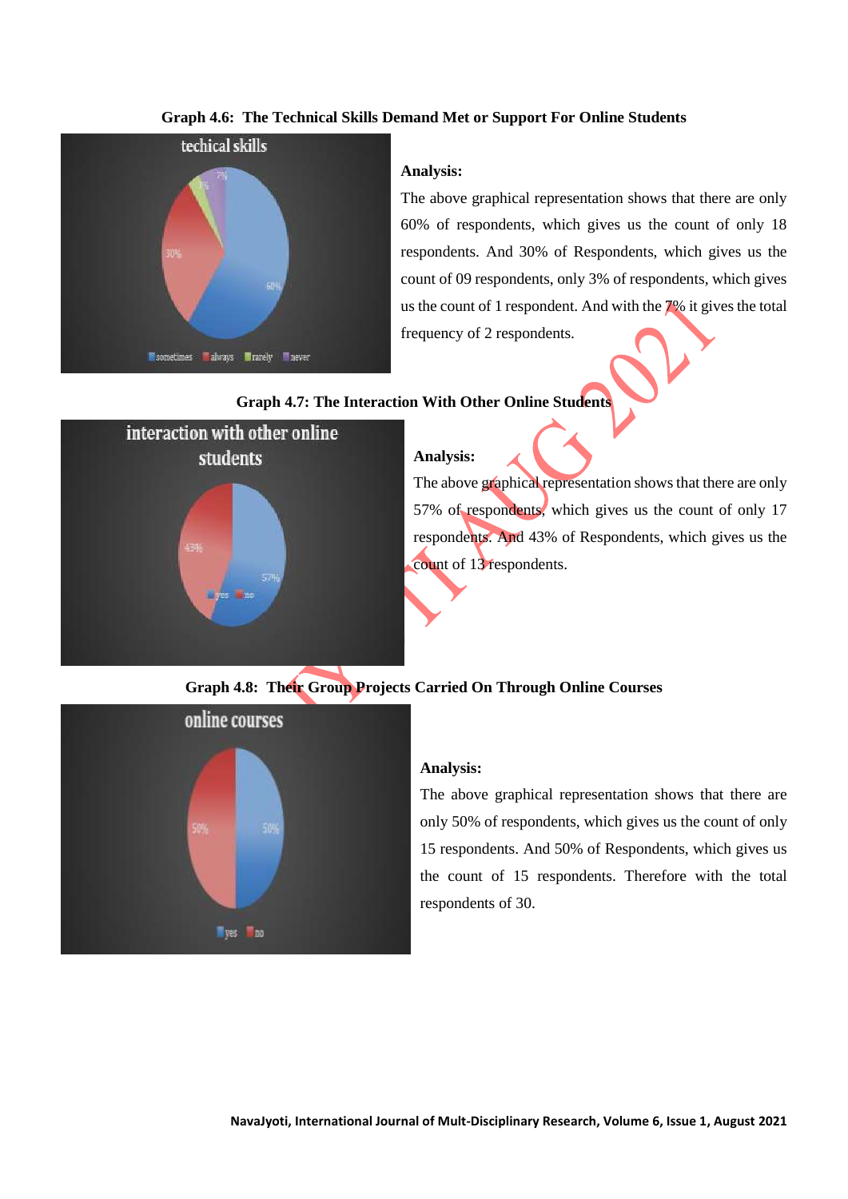**Graph 4.6: The Technical Skills Demand Met or Support For Online Students**

**Analysis:**

The above graphical representation shows that there are only 60% of respondents, which gives us the count of only 18 respondents. And 30% of Respondents, which gives us the count of 09 respondents, only 3% of respondents, which gives us the count of 1 respondent. And with the 7% it gives the total frequency of 2 respondents.

**Graph 4.7: The Interaction With Other Online Students**

**Analysis:**

The above graphical representation shows that there are only 57% of respondents, which gives us the count of only 17 respondents. And 43% of Respondents, which gives us the count of 13 respondents.

**Graph 4.8: Their Group Projects Carried On Through Online Courses**

**Analysis:**

The above graphical representation shows that there are only 50% of respondents, which gives us the count of only 15 respondents. And 50% of Respondents, which gives us the count of 15 respondents. Therefore with the total respondents of 30.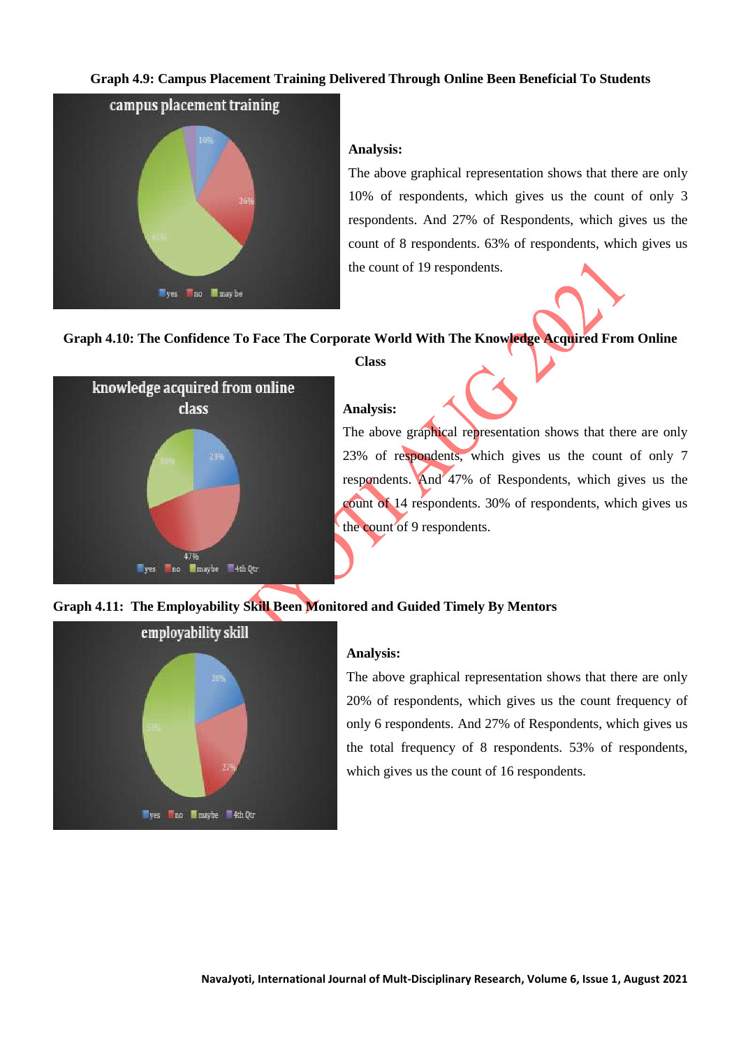**Graph 4.9: Campus Placement Training Delivered Through Online Been Beneficial To Students**

**Analysis:**

The above graphical representation shows that there are only 10% of respondents, which gives us the count of only 3 respondents. And 27% of Respondents, which gives us the count of 8 respondents. 63% of respondents, which gives us the count of 19 respondents.

**Graph 4.10: The Confidence To Face The Corporate World With The Knowledge Acquired From Online Class**

**Analysis:**

The above graphical representation shows that there are only 23% of respondents, which gives us the count of only 7 respondents. And 47% of Respondents, which gives us the count of 14 respondents. 30% of respondents, which gives us the count of 9 respondents.

**Graph 4.11: The Employability Skill Been Monitored and Guided Timely By Mentors**

**Analysis:**

The above graphical representation shows that there are only 20% of respondents, which gives us the count frequency of only 6 respondents. And 27% of Respondents, which gives us the total frequency of 8 respondents. 53% of respondents, which gives us the count of 16 respondents.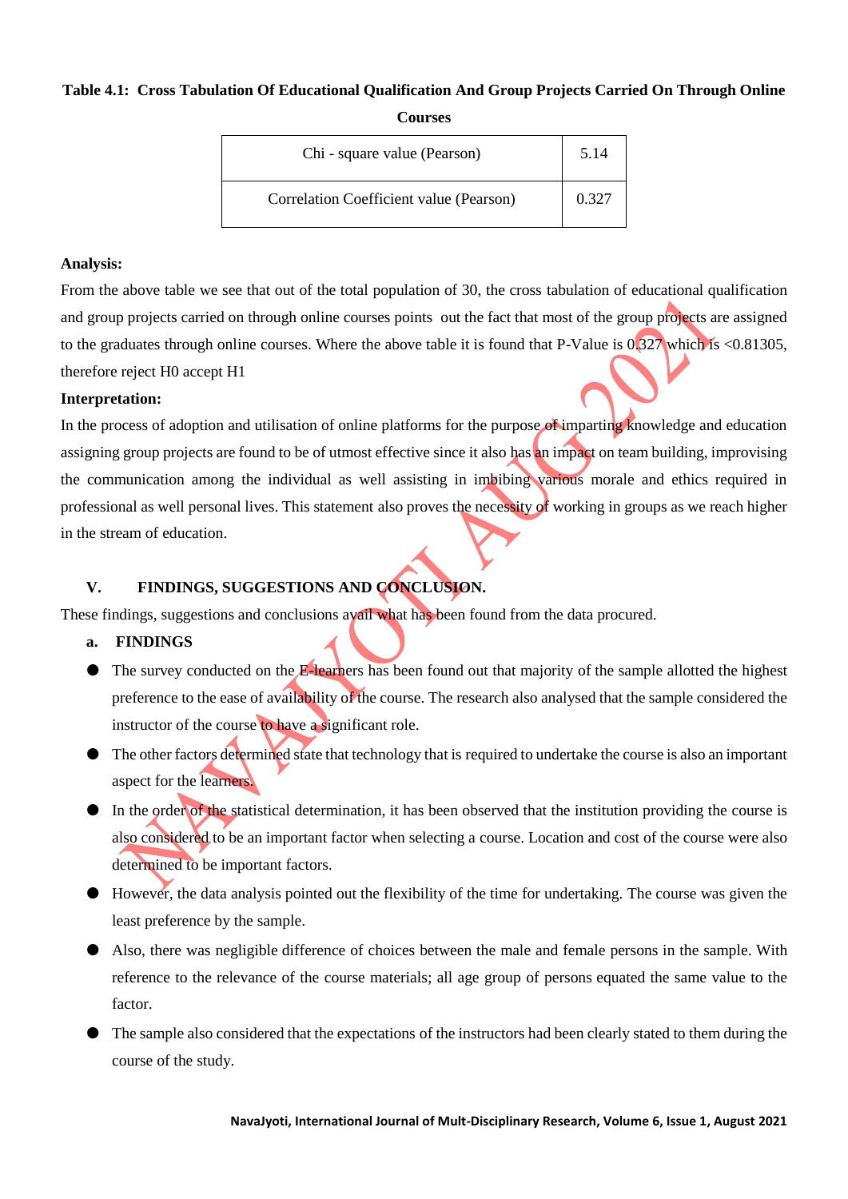**Table 4.1: Cross Tabulation Of Educational Qualification And Group Projects Carried On Through Online Courses**

| Chi - square value (Pearson) | 5.14 |
|---|---|
| Correlation Coefficient value (Pearson) | 0.327 |

**Analysis:**

From the above table we see that out of the total population of 30, the cross tabulation of educational qualification and group projects carried on through online courses points out the fact that most of the group projects are assigned to the graduates through online courses. Where the above table it is found that P-Value is 0.327 which is <0.81305, therefore reject H0 accept H1

**Interpretation:**

In the process of adoption and utilisation of online platforms for the purpose of imparting knowledge and education assigning group projects are found to be of utmost effective since it also has an impact on team building, improvising the communication among the individual as well assisting in imbibing various morale and ethics required in professional as well personal lives. This statement also proves the necessity of working in groups as we reach higher in the stream of education.

## V. FINDINGS, SUGGESTIONS AND CONCLUSION.

These findings, suggestions and conclusions avail what has been found from the data procured.

### a. FINDINGS

- The survey conducted on the E-learners has been found out that majority of the sample allotted the highest preference to the ease of availability of the course. The research also analysed that the sample considered the instructor of the course to have a significant role.
- The other factors determined state that technology that is required to undertake the course is also an important aspect for the learners.
- In the order of the statistical determination, it has been observed that the institution providing the course is also considered to be an important factor when selecting a course. Location and cost of the course were also determined to be important factors.
- However, the data analysis pointed out the flexibility of the time for undertaking. The course was given the least preference by the sample.
- Also, there was negligible difference of choices between the male and female persons in the sample. With reference to the relevance of the course materials; all age group of persons equated the same value to the factor.
- The sample also considered that the expectations of the instructors had been clearly stated to them during the course of the study.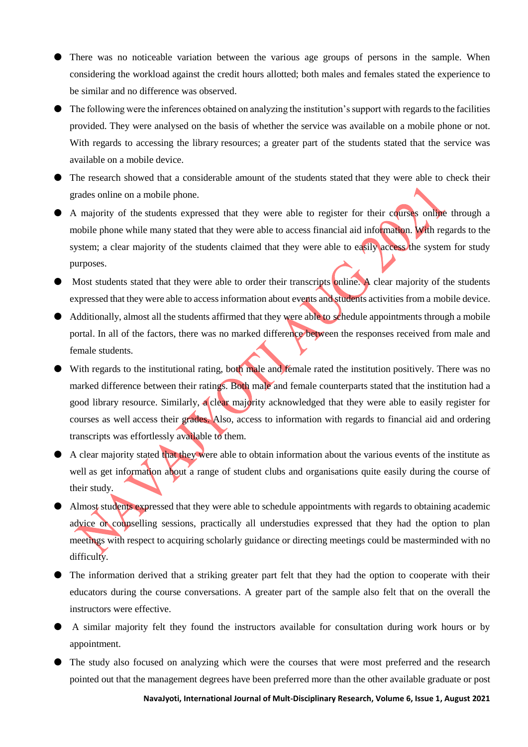- There was no noticeable variation between the various age groups of persons in the sample. When considering the workload against the credit hours allotted; both males and females stated the experience to be similar and no difference was observed.
- The following were the inferences obtained on analyzing the institution's support with regards to the facilities provided. They were analysed on the basis of whether the service was available on a mobile phone or not. With regards to accessing the library resources; a greater part of the students stated that the service was available on a mobile device.
- The research showed that a considerable amount of the students stated that they were able to check their grades online on a mobile phone.
- A majority of the students expressed that they were able to register for their courses online through a mobile phone while many stated that they were able to access financial aid information. With regards to the system; a clear majority of the students claimed that they were able to easily access the system for study purposes.
- Most students stated that they were able to order their transcripts online. A clear majority of the students expressed that they were able to access information about events and students activities from a mobile device.
- Additionally, almost all the students affirmed that they were able to schedule appointments through a mobile portal. In all of the factors, there was no marked difference between the responses received from male and female students.
- With regards to the institutional rating, both male and female rated the institution positively. There was no marked difference between their ratings. Both male and female counterparts stated that the institution had a good library resource. Similarly, a clear majority acknowledged that they were able to easily register for courses as well access their grades. Also, access to information with regards to financial aid and ordering transcripts was effortlessly available to them.
- A clear majority stated that they were able to obtain information about the various events of the institute as well as get information about a range of student clubs and organisations quite easily during the course of their study.
- Almost students expressed that they were able to schedule appointments with regards to obtaining academic advice or counselling sessions, practically all understudies expressed that they had the option to plan meetings with respect to acquiring scholarly guidance or directing meetings could be masterminded with no difficulty.
- The information derived that a striking greater part felt that they had the option to cooperate with their educators during the course conversations. A greater part of the sample also felt that on the overall the instructors were effective.
- A similar majority felt they found the instructors available for consultation during work hours or by appointment.
- The study also focused on analyzing which were the courses that were most preferred and the research pointed out that the management degrees have been preferred more than the other available graduate or post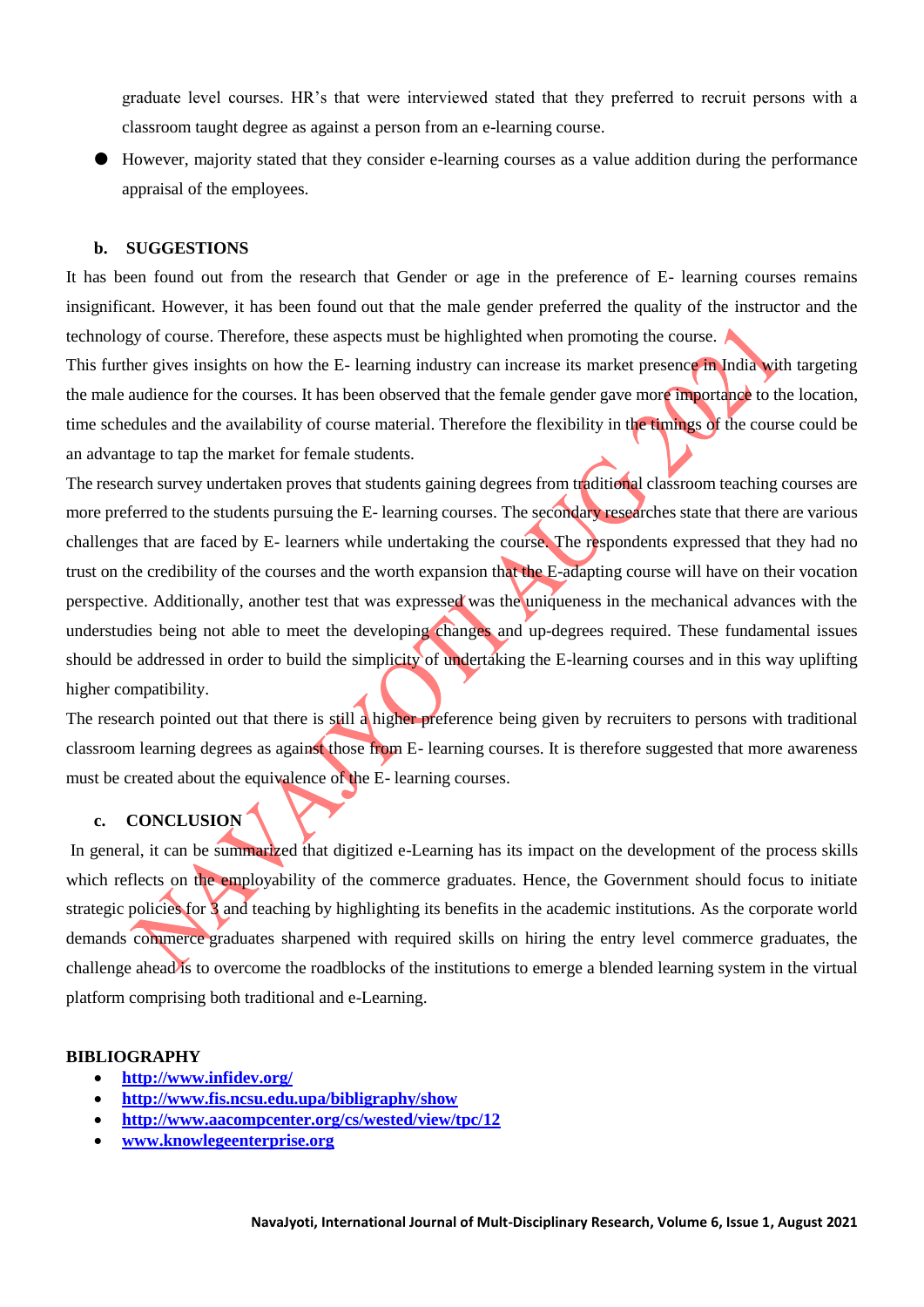graduate level courses. HR's that were interviewed stated that they preferred to recruit persons with a classroom taught degree as against a person from an e-learning course.

- However, majority stated that they consider e-learning courses as a value addition during the performance appraisal of the employees.

### b. SUGGESTIONS

It has been found out from the research that Gender or age in the preference of E- learning courses remains insignificant. However, it has been found out that the male gender preferred the quality of the instructor and the technology of course. Therefore, these aspects must be highlighted when promoting the course.

This further gives insights on how the E- learning industry can increase its market presence in India with targeting the male audience for the courses. It has been observed that the female gender gave more importance to the location, time schedules and the availability of course material. Therefore the flexibility in the timings of the course could be an advantage to tap the market for female students.

The research survey undertaken proves that students gaining degrees from traditional classroom teaching courses are more preferred to the students pursuing the E- learning courses. The secondary researches state that there are various challenges that are faced by E- learners while undertaking the course. The respondents expressed that they had no trust on the credibility of the courses and the worth expansion that the E-adapting course will have on their vocation perspective. Additionally, another test that was expressed was the uniqueness in the mechanical advances with the understudies being not able to meet the developing changes and up-degrees required. These fundamental issues should be addressed in order to build the simplicity of undertaking the E-learning courses and in this way uplifting higher compatibility.

The research pointed out that there is still a higher preference being given by recruiters to persons with traditional classroom learning degrees as against those from E- learning courses. It is therefore suggested that more awareness must be created about the equivalence of the E- learning courses.

### c. CONCLUSION

In general, it can be summarized that digitized e-Learning has its impact on the development of the process skills which reflects on the employability of the commerce graduates. Hence, the Government should focus to initiate strategic policies for 3 and teaching by highlighting its benefits in the academic institutions. As the corporate world demands commerce graduates sharpened with required skills on hiring the entry level commerce graduates, the challenge ahead is to overcome the roadblocks of the institutions to emerge a blended learning system in the virtual platform comprising both traditional and e-Learning.

## BIBLIOGRAPHY

- http://www.infidev.org/
- http://www.fis.ncsu.edu.upa/bibligraphy/show
- http://www.aacompcenter.org/cs/wested/view/tpc/12
- www.knowlegeenterprise.org